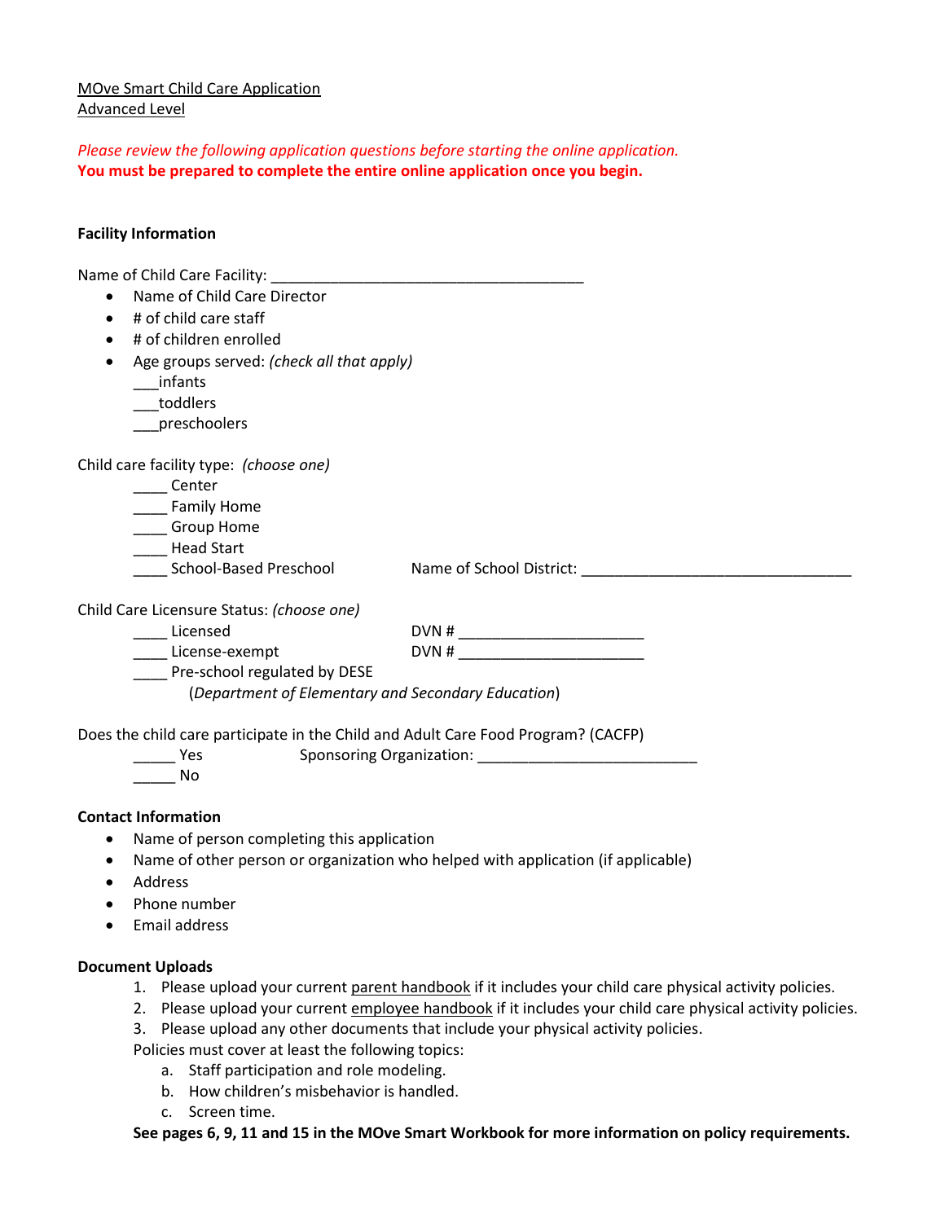MOve Smart Child Care Application
Advanced Level

*Please review the following application questions before starting the online application.*
**You must be prepared to complete the entire online application once you begin.**

**Facility Information**

Name of Child Care Facility: ______________________________________

- Name of Child Care Director
- # of child care staff
- # of children enrolled
- Age groups served: *(check all that apply)*
  ___infants
  ___toddlers
  ___preschoolers

Child care facility type: *(choose one)*

____ Center
____ Family Home
____ Group Home
____ Head Start
____ School-Based Preschool Name of School District: ________________________________

Child Care Licensure Status: *(choose one)*

____ Licensed DVN # ______________________
____ License-exempt DVN # ______________________
____ Pre-school regulated by DESE
(*Department of Elementary and Secondary Education*)

Does the child care participate in the Child and Adult Care Food Program? (CACFP)

_____ Yes Sponsoring Organization: __________________________
_____ No

**Contact Information**

- Name of person completing this application
- Name of other person or organization who helped with application (if applicable)
- Address
- Phone number
- Email address

**Document Uploads**

1. Please upload your current parent handbook if it includes your child care physical activity policies.
2. Please upload your current employee handbook if it includes your child care physical activity policies.
3. Please upload any other documents that include your physical activity policies.

Policies must cover at least the following topics:

a. Staff participation and role modeling.
b. How children's misbehavior is handled.
c. Screen time.

**See pages 6, 9, 11 and 15 in the MOve Smart Workbook for more information on policy requirements.**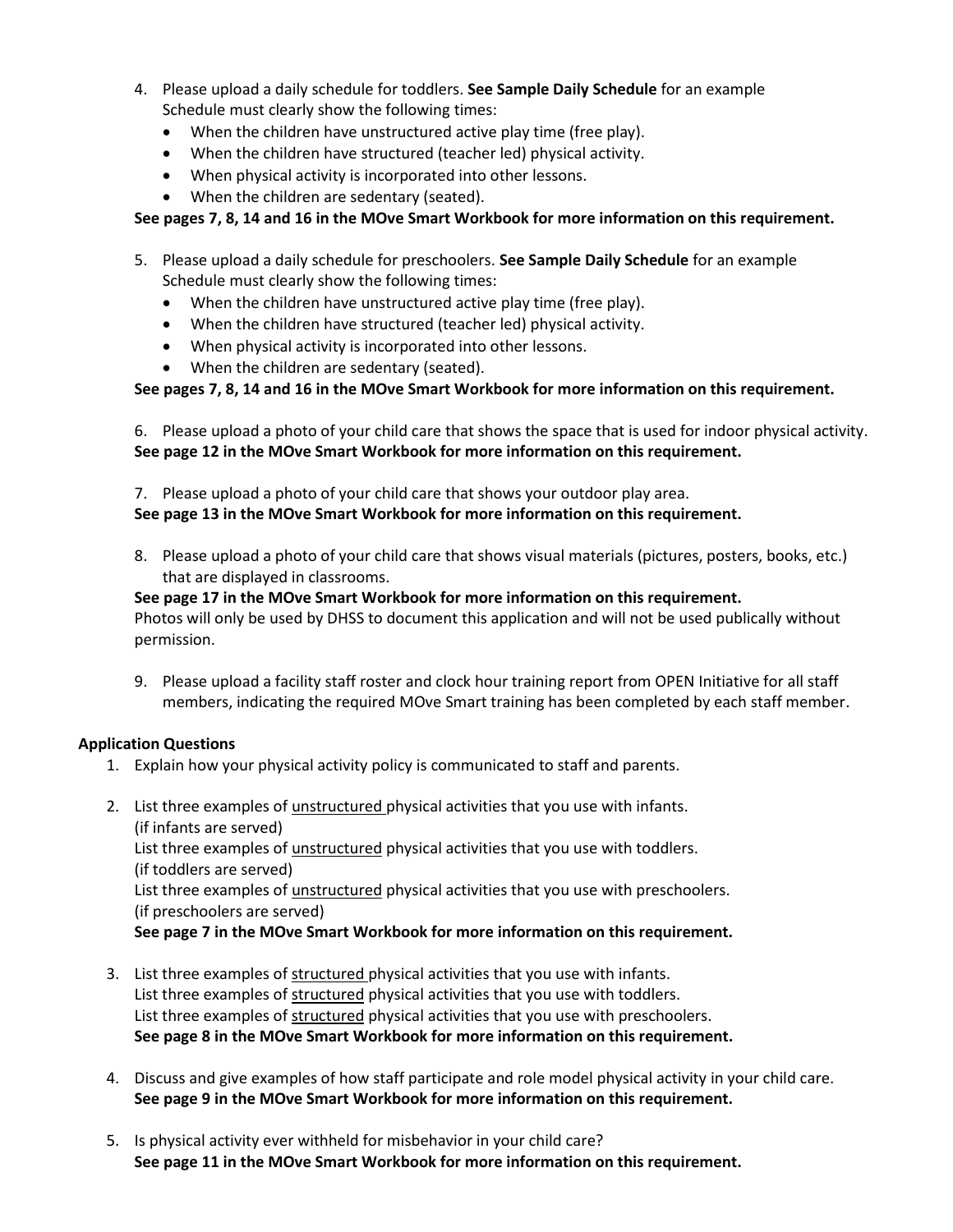4. Please upload a daily schedule for toddlers. **See Sample Daily Schedule** for an example Schedule must clearly show the following times:
   - When the children have unstructured active play time (free play).
   - When the children have structured (teacher led) physical activity.
   - When physical activity is incorporated into other lessons.
   - When the children are sedentary (seated).

   **See pages 7, 8, 14 and 16 in the MOve Smart Workbook for more information on this requirement.**

5. Please upload a daily schedule for preschoolers. **See Sample Daily Schedule** for an example Schedule must clearly show the following times:
   - When the children have unstructured active play time (free play).
   - When the children have structured (teacher led) physical activity.
   - When physical activity is incorporated into other lessons.
   - When the children are sedentary (seated).

   **See pages 7, 8, 14 and 16 in the MOve Smart Workbook for more information on this requirement.**

6. Please upload a photo of your child care that shows the space that is used for indoor physical activity.
   **See page 12 in the MOve Smart Workbook for more information on this requirement.**

7. Please upload a photo of your child care that shows your outdoor play area.
   **See page 13 in the MOve Smart Workbook for more information on this requirement.**

8. Please upload a photo of your child care that shows visual materials (pictures, posters, books, etc.) that are displayed in classrooms.
   **See page 17 in the MOve Smart Workbook for more information on this requirement.**
   Photos will only be used by DHSS to document this application and will not be used publically without permission.

9. Please upload a facility staff roster and clock hour training report from OPEN Initiative for all staff members, indicating the required MOve Smart training has been completed by each staff member.

**Application Questions**

1. Explain how your physical activity policy is communicated to staff and parents.

2. List three examples of <u>unstructured</u> physical activities that you use with infants. (if infants are served)
   List three examples of <u>unstructured</u> physical activities that you use with toddlers. (if toddlers are served)
   List three examples of <u>unstructured</u> physical activities that you use with preschoolers. (if preschoolers are served)
   **See page 7 in the MOve Smart Workbook for more information on this requirement.**

3. List three examples of <u>structured</u> physical activities that you use with infants.
   List three examples of <u>structured</u> physical activities that you use with toddlers.
   List three examples of <u>structured</u> physical activities that you use with preschoolers.
   **See page 8 in the MOve Smart Workbook for more information on this requirement.**

4. Discuss and give examples of how staff participate and role model physical activity in your child care.
   **See page 9 in the MOve Smart Workbook for more information on this requirement.**

5. Is physical activity ever withheld for misbehavior in your child care?
   **See page 11 in the MOve Smart Workbook for more information on this requirement.**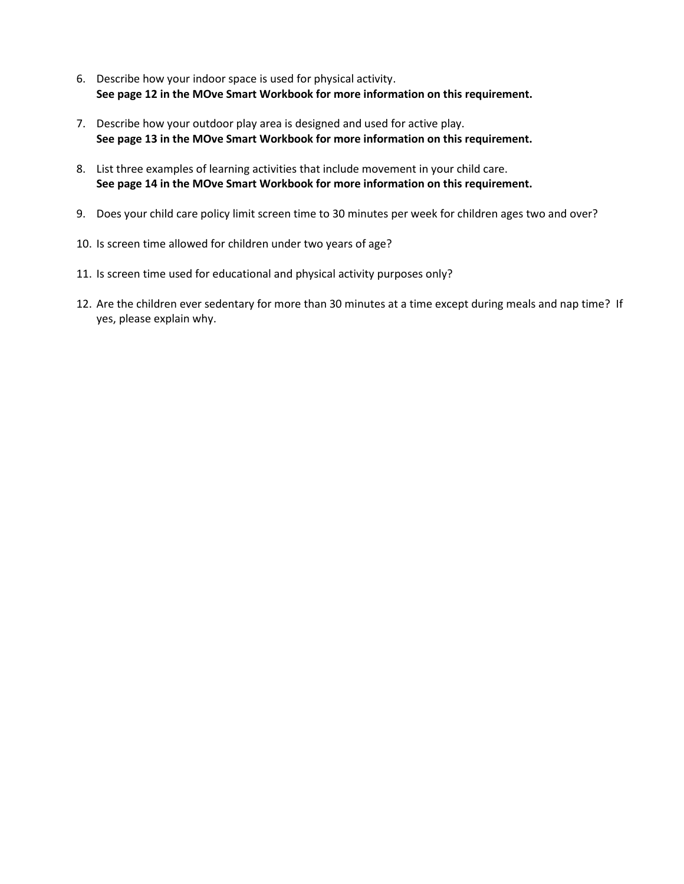6. Describe how your indoor space is used for physical activity.
   **See page 12 in the MOve Smart Workbook for more information on this requirement.**

7. Describe how your outdoor play area is designed and used for active play.
   **See page 13 in the MOve Smart Workbook for more information on this requirement.**

8. List three examples of learning activities that include movement in your child care.
   **See page 14 in the MOve Smart Workbook for more information on this requirement.**

9. Does your child care policy limit screen time to 30 minutes per week for children ages two and over?

10. Is screen time allowed for children under two years of age?

11. Is screen time used for educational and physical activity purposes only?

12. Are the children ever sedentary for more than 30 minutes at a time except during meals and nap time? If yes, please explain why.